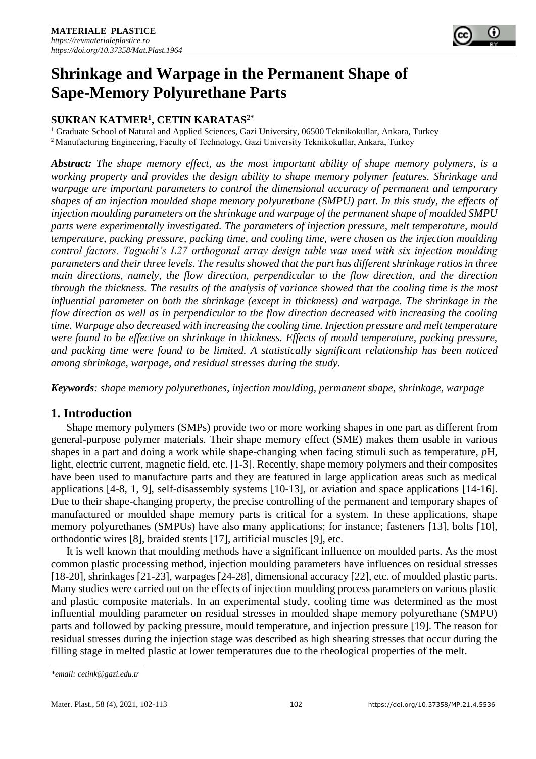# Shrinkage and Warpage in the Permanent Shape of Sape-Memory Polyurethane Parts

**SUKRAN KATMER[1], CETIN KARATAS[2*]**

[1] Graduate School of Natural and Applied Sciences, Gazi University, 06500 Teknikokullar, Ankara, Turkey
[2] Manufacturing Engineering, Faculty of Technology, Gazi University Teknikokullar, Ankara, Turkey

***Abstract:*** *The shape memory effect, as the most important ability of shape memory polymers, is a working property and provides the design ability to shape memory polymer features. Shrinkage and warpage are important parameters to control the dimensional accuracy of permanent and temporary shapes of an injection moulded shape memory polyurethane (SMPU) part. In this study, the effects of injection moulding parameters on the shrinkage and warpage of the permanent shape of moulded SMPU parts were experimentally investigated. The parameters of injection pressure, melt temperature, mould temperature, packing pressure, packing time, and cooling time, were chosen as the injection moulding control factors. Taguchi's L27 orthogonal array design table was used with six injection moulding parameters and their three levels. The results showed that the part has different shrinkage ratios in three main directions, namely, the flow direction, perpendicular to the flow direction, and the direction through the thickness. The results of the analysis of variance showed that the cooling time is the most influential parameter on both the shrinkage (except in thickness) and warpage. The shrinkage in the flow direction as well as in perpendicular to the flow direction decreased with increasing the cooling time. Warpage also decreased with increasing the cooling time. Injection pressure and melt temperature were found to be effective on shrinkage in thickness. Effects of mould temperature, packing pressure, and packing time were found to be limited. A statistically significant relationship has been noticed among shrinkage, warpage, and residual stresses during the study.*

***Keywords****: shape memory polyurethanes, injection moulding, permanent shape, shrinkage, warpage*

## 1. Introduction

Shape memory polymers (SMPs) provide two or more working shapes in one part as different from general-purpose polymer materials. Their shape memory effect (SME) makes them usable in various shapes in a part and doing a work while shape-changing when facing stimuli such as temperature, *p*H, light, electric current, magnetic field, etc. [1-3]. Recently, shape memory polymers and their composites have been used to manufacture parts and they are featured in large application areas such as medical applications [4-8, 1, 9], self-disassembly systems [10-13], or aviation and space applications [14-16]. Due to their shape-changing property, the precise controlling of the permanent and temporary shapes of manufactured or moulded shape memory parts is critical for a system. In these applications, shape memory polyurethanes (SMPUs) have also many applications; for instance; fasteners [13], bolts [10], orthodontic wires [8], braided stents [17], artificial muscles [9], etc.

It is well known that moulding methods have a significant influence on moulded parts. As the most common plastic processing method, injection moulding parameters have influences on residual stresses [18-20], shrinkages [21-23], warpages [24-28], dimensional accuracy [22], etc. of moulded plastic parts. Many studies were carried out on the effects of injection moulding process parameters on various plastic and plastic composite materials. In an experimental study, cooling time was determined as the most influential moulding parameter on residual stresses in moulded shape memory polyurethane (SMPU) parts and followed by packing pressure, mould temperature, and injection pressure [19]. The reason for residual stresses during the injection stage was described as high shearing stresses that occur during the filling stage in melted plastic at lower temperatures due to the rheological properties of the melt.

*\*email: cetink@gazi.edu.tr*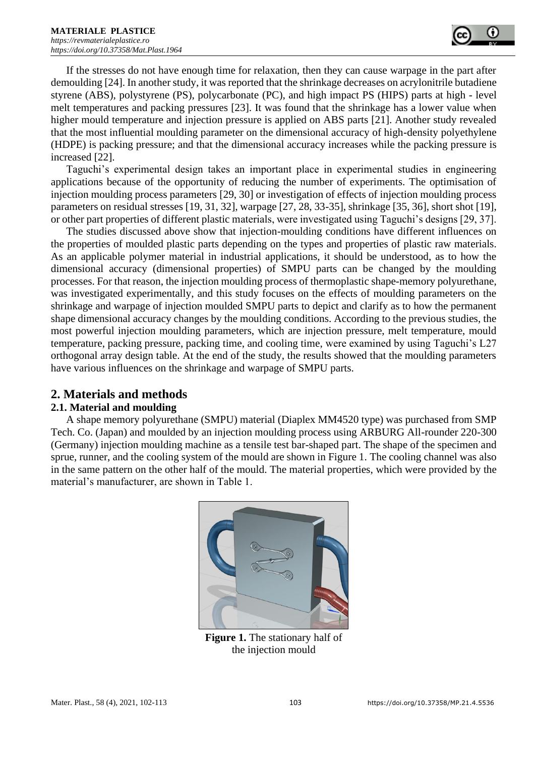If the stresses do not have enough time for relaxation, then they can cause warpage in the part after demoulding [24]. In another study, it was reported that the shrinkage decreases on acrylonitrile butadiene styrene (ABS), polystyrene (PS), polycarbonate (PC), and high impact PS (HIPS) parts at high - level melt temperatures and packing pressures [23]. It was found that the shrinkage has a lower value when higher mould temperature and injection pressure is applied on ABS parts [21]. Another study revealed that the most influential moulding parameter on the dimensional accuracy of high-density polyethylene (HDPE) is packing pressure; and that the dimensional accuracy increases while the packing pressure is increased [22].

Taguchi's experimental design takes an important place in experimental studies in engineering applications because of the opportunity of reducing the number of experiments. The optimisation of injection moulding process parameters [29, 30] or investigation of effects of injection moulding process parameters on residual stresses [19, 31, 32], warpage [27, 28, 33-35], shrinkage [35, 36], short shot [19], or other part properties of different plastic materials, were investigated using Taguchi's designs [29, 37].

The studies discussed above show that injection-moulding conditions have different influences on the properties of moulded plastic parts depending on the types and properties of plastic raw materials. As an applicable polymer material in industrial applications, it should be understood, as to how the dimensional accuracy (dimensional properties) of SMPU parts can be changed by the moulding processes. For that reason, the injection moulding process of thermoplastic shape-memory polyurethane, was investigated experimentally, and this study focuses on the effects of moulding parameters on the shrinkage and warpage of injection moulded SMPU parts to depict and clarify as to how the permanent shape dimensional accuracy changes by the moulding conditions. According to the previous studies, the most powerful injection moulding parameters, which are injection pressure, melt temperature, mould temperature, packing pressure, packing time, and cooling time, were examined by using Taguchi's L27 orthogonal array design table. At the end of the study, the results showed that the moulding parameters have various influences on the shrinkage and warpage of SMPU parts.

## 2. Materials and methods

### 2.1. Material and moulding

A shape memory polyurethane (SMPU) material (Diaplex MM4520 type) was purchased from SMP Tech. Co. (Japan) and moulded by an injection moulding process using ARBURG All-rounder 220-300 (Germany) injection moulding machine as a tensile test bar-shaped part. The shape of the specimen and sprue, runner, and the cooling system of the mould are shown in Figure 1. The cooling channel was also in the same pattern on the other half of the mould. The material properties, which were provided by the material's manufacturer, are shown in Table 1.

**Figure 1.** The stationary half of the injection mould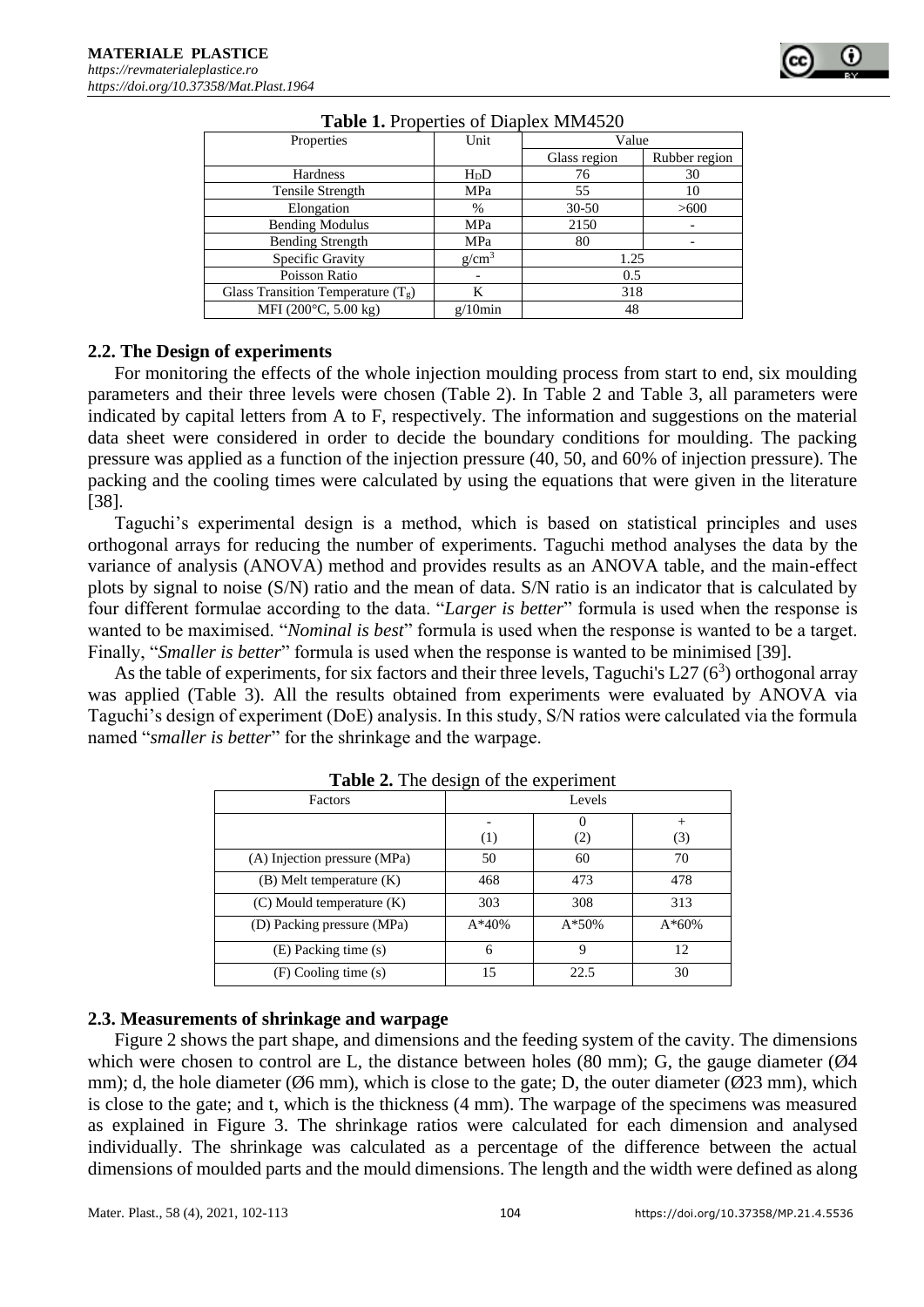**Table 1.** Properties of Diaplex MM4520

| Properties | Unit | Value | |
|---|---|---|---|
| | | Glass region | Rubber region |
| Hardness | $H_DD$ | 76 | 30 |
| Tensile Strength | MPa | 55 | 10 |
| Elongation | % | 30-50 | >600 |
| Bending Modulus | MPa | 2150 | - |
| Bending Strength | MPa | 80 | - |
| Specific Gravity | $g/cm^3$ | 1.25 | |
| Poisson Ratio | - | 0.5 | |
| Glass Transition Temperature ($T_g$) | K | 318 | |
| MFI (200°C, 5.00 kg) | g/10min | 48 | |

## 2.2. The Design of experiments

For monitoring the effects of the whole injection moulding process from start to end, six moulding parameters and their three levels were chosen (Table 2). In Table 2 and Table 3, all parameters were indicated by capital letters from A to F, respectively. The information and suggestions on the material data sheet were considered in order to decide the boundary conditions for moulding. The packing pressure was applied as a function of the injection pressure (40, 50, and 60% of injection pressure). The packing and the cooling times were calculated by using the equations that were given in the literature [38].

Taguchi's experimental design is a method, which is based on statistical principles and uses orthogonal arrays for reducing the number of experiments. Taguchi method analyses the data by the variance of analysis (ANOVA) method and provides results as an ANOVA table, and the main-effect plots by signal to noise (S/N) ratio and the mean of data. S/N ratio is an indicator that is calculated by four different formulae according to the data. "*Larger is better*" formula is used when the response is wanted to be maximised. "*Nominal is best*" formula is used when the response is wanted to be a target. Finally, "*Smaller is better*" formula is used when the response is wanted to be minimised [39].

As the table of experiments, for six factors and their three levels, Taguchi's L27 ($6^3$) orthogonal array was applied (Table 3). All the results obtained from experiments were evaluated by ANOVA via Taguchi's design of experiment (DoE) analysis. In this study, S/N ratios were calculated via the formula named "*smaller is better*" for the shrinkage and the warpage.

**Table 2.** The design of the experiment

| Factors | Levels | | |
|---|---|---|---|
| | - (1) | 0 (2) | + (3) |
| (A) Injection pressure (MPa) | 50 | 60 | 70 |
| (B) Melt temperature (K) | 468 | 473 | 478 |
| (C) Mould temperature (K) | 303 | 308 | 313 |
| (D) Packing pressure (MPa) | A*40% | A*50% | A*60% |
| (E) Packing time (s) | 6 | 9 | 12 |
| (F) Cooling time (s) | 15 | 22.5 | 30 |

## 2.3. Measurements of shrinkage and warpage

Figure 2 shows the part shape, and dimensions and the feeding system of the cavity. The dimensions which were chosen to control are L, the distance between holes (80 mm); G, the gauge diameter (Ø4 mm); d, the hole diameter (Ø6 mm), which is close to the gate; D, the outer diameter (Ø23 mm), which is close to the gate; and t, which is the thickness (4 mm). The warpage of the specimens was measured as explained in Figure 3. The shrinkage ratios were calculated for each dimension and analysed individually. The shrinkage was calculated as a percentage of the difference between the actual dimensions of moulded parts and the mould dimensions. The length and the width were defined as along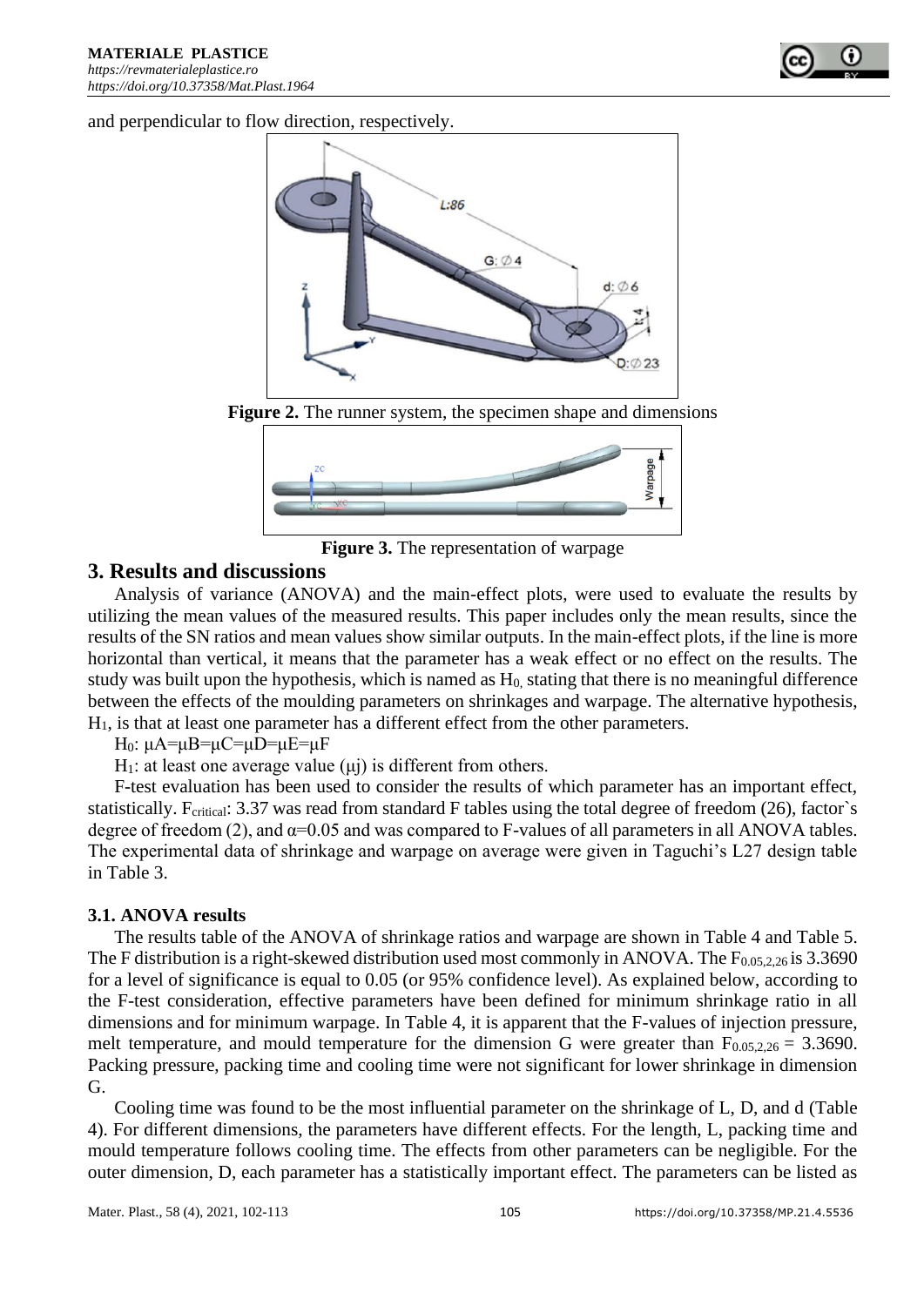and perpendicular to flow direction, respectively.

**Figure 2.** The runner system, the specimen shape and dimensions

**Figure 3.** The representation of warpage

## 3. Results and discussions

Analysis of variance (ANOVA) and the main-effect plots, were used to evaluate the results by utilizing the mean values of the measured results. This paper includes only the mean results, since the results of the SN ratios and mean values show similar outputs. In the main-effect plots, if the line is more horizontal than vertical, it means that the parameter has a weak effect or no effect on the results. The study was built upon the hypothesis, which is named as $H_0$, stating that there is no meaningful difference between the effects of the moulding parameters on shrinkages and warpage. The alternative hypothesis, $H_1$, is that at least one parameter has a different effect from the other parameters.

$H_0$: $\mu A=\mu B=\mu C=\mu D=\mu E=\mu F$

$H_1$: at least one average value ($\mu j$) is different from others.

F-test evaluation has been used to consider the results of which parameter has an important effect, statistically. $F_{critical}$: 3.37 was read from standard F tables using the total degree of freedom (26), factor`s degree of freedom (2), and $\alpha=0.05$ and was compared to F-values of all parameters in all ANOVA tables. The experimental data of shrinkage and warpage on average were given in Taguchi's L27 design table in Table 3.

### 3.1. ANOVA results

The results table of the ANOVA of shrinkage ratios and warpage are shown in Table 4 and Table 5. The F distribution is a right-skewed distribution used most commonly in ANOVA. The $F_{0.05,2,26}$ is 3.3690 for a level of significance is equal to 0.05 (or 95% confidence level). As explained below, according to the F-test consideration, effective parameters have been defined for minimum shrinkage ratio in all dimensions and for minimum warpage. In Table 4, it is apparent that the F-values of injection pressure, melt temperature, and mould temperature for the dimension G were greater than $F_{0.05,2,26}$ = 3.3690. Packing pressure, packing time and cooling time were not significant for lower shrinkage in dimension G.

Cooling time was found to be the most influential parameter on the shrinkage of L, D, and d (Table 4). For different dimensions, the parameters have different effects. For the length, L, packing time and mould temperature follows cooling time. The effects from other parameters can be negligible. For the outer dimension, D, each parameter has a statistically important effect. The parameters can be listed as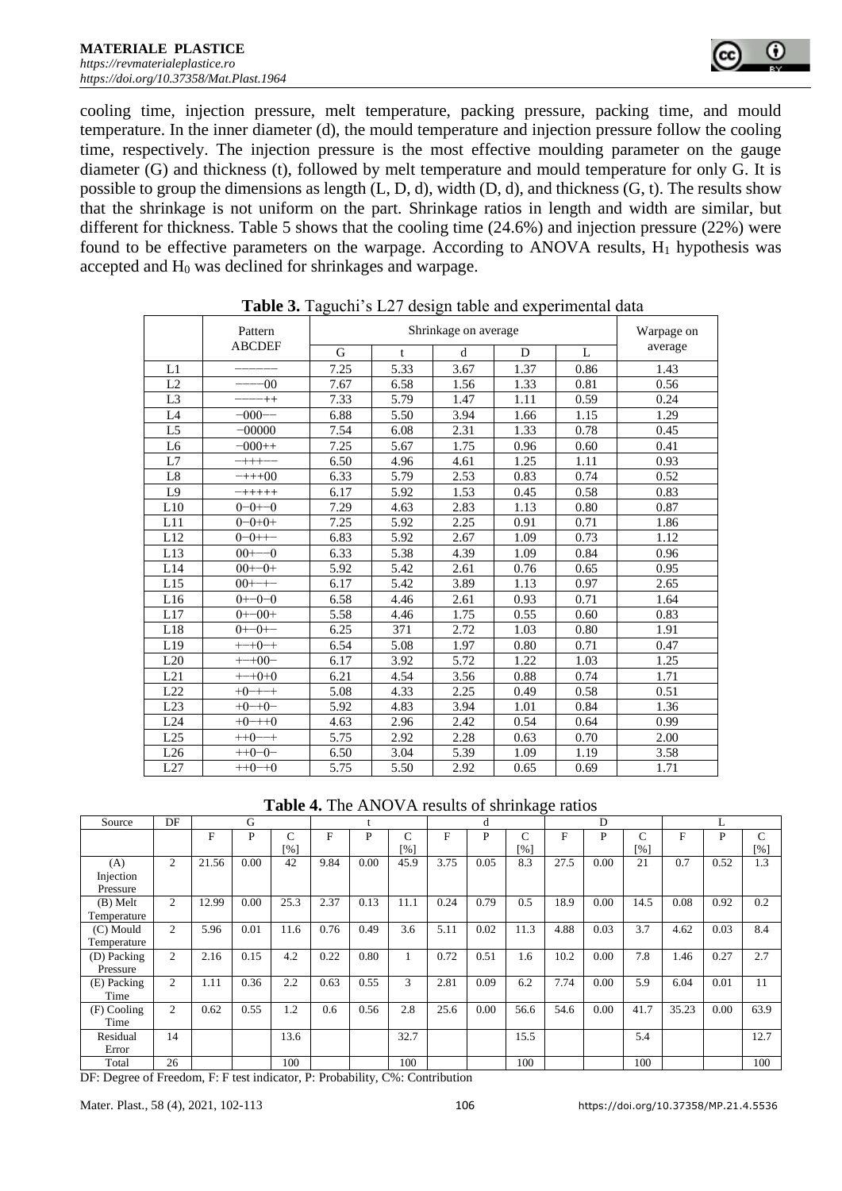cooling time, injection pressure, melt temperature, packing pressure, packing time, and mould temperature. In the inner diameter (d), the mould temperature and injection pressure follow the cooling time, respectively. The injection pressure is the most effective moulding parameter on the gauge diameter (G) and thickness (t), followed by melt temperature and mould temperature for only G. It is possible to group the dimensions as length (L, D, d), width (D, d), and thickness (G, t). The results show that the shrinkage is not uniform on the part. Shrinkage ratios in length and width are similar, but different for thickness. Table 5 shows that the cooling time (24.6%) and injection pressure (22%) were found to be effective parameters on the warpage. According to ANOVA results, $H_1$ hypothesis was accepted and $H_0$ was declined for shrinkages and warpage.

**Table 3.** Taguchi's L27 design table and experimental data

| | Pattern ABCDEF | Shrinkage on average | | | | | Warpage on average |
|---|---|---|---|---|---|---|---|
| | | G | t | d | D | L | |
| L1 | −−−−−− | 7.25 | 5.33 | 3.67 | 1.37 | 0.86 | 1.43 |
| L2 | −−−−00 | 7.67 | 6.58 | 1.56 | 1.33 | 0.81 | 0.56 |
| L3 | −−−−++ | 7.33 | 5.79 | 1.47 | 1.11 | 0.59 | 0.24 |
| L4 | −000−− | 6.88 | 5.50 | 3.94 | 1.66 | 1.15 | 1.29 |
| L5 | −00000 | 7.54 | 6.08 | 2.31 | 1.33 | 0.78 | 0.45 |
| L6 | −000++ | 7.25 | 5.67 | 1.75 | 0.96 | 0.60 | 0.41 |
| L7 | −+++−− | 6.50 | 4.96 | 4.61 | 1.25 | 1.11 | 0.93 |
| L8 | −+++00 | 6.33 | 5.79 | 2.53 | 0.83 | 0.74 | 0.52 |
| L9 | −+++++ | 6.17 | 5.92 | 1.53 | 0.45 | 0.58 | 0.83 |
| L10 | 0−0+−0 | 7.29 | 4.63 | 2.83 | 1.13 | 0.80 | 0.87 |
| L11 | 0−0+0+ | 7.25 | 5.92 | 2.25 | 0.91 | 0.71 | 1.86 |
| L12 | 0−0++− | 6.83 | 5.92 | 2.67 | 1.09 | 0.73 | 1.12 |
| L13 | 00+−−0 | 6.33 | 5.38 | 4.39 | 1.09 | 0.84 | 0.96 |
| L14 | 00+−0+ | 5.92 | 5.42 | 2.61 | 0.76 | 0.65 | 0.95 |
| L15 | 00+−+− | 6.17 | 5.42 | 3.89 | 1.13 | 0.97 | 2.65 |
| L16 | 0+−0−0 | 6.58 | 4.46 | 2.61 | 0.93 | 0.71 | 1.64 |
| L17 | 0+−00+ | 5.58 | 4.46 | 1.75 | 0.55 | 0.60 | 0.83 |
| L18 | 0+−0+− | 6.25 | 371 | 2.72 | 1.03 | 0.80 | 1.91 |
| L19 | +−+0−+ | 6.54 | 5.08 | 1.97 | 0.80 | 0.71 | 0.47 |
| L20 | +−+00− | 6.17 | 3.92 | 5.72 | 1.22 | 1.03 | 1.25 |
| L21 | +−+0+0 | 6.21 | 4.54 | 3.56 | 0.88 | 0.74 | 1.71 |
| L22 | +0−+−+ | 5.08 | 4.33 | 2.25 | 0.49 | 0.58 | 0.51 |
| L23 | +0−+0− | 5.92 | 4.83 | 3.94 | 1.01 | 0.84 | 1.36 |
| L24 | +0−++0 | 4.63 | 2.96 | 2.42 | 0.54 | 0.64 | 0.99 |
| L25 | ++0−−+ | 5.75 | 2.92 | 2.28 | 0.63 | 0.70 | 2.00 |
| L26 | ++0−0− | 6.50 | 3.04 | 5.39 | 1.09 | 1.19 | 3.58 |
| L27 | ++0−+0 | 5.75 | 5.50 | 2.92 | 0.65 | 0.69 | 1.71 |

**Table 4.** The ANOVA results of shrinkage ratios

| Source | DF | G | | | t | | | d | | | D | | | L | | |
|---|---|---|---|---|---|---|---|---|---|---|---|---|---|---|---|---|
| | | F | P | C [%] | F | P | C [%] | F | P | C [%] | F | P | C [%] | F | P | C [%] |
| (A) Injection Pressure | 2 | 21.56 | 0.00 | 42 | 9.84 | 0.00 | 45.9 | 3.75 | 0.05 | 8.3 | 27.5 | 0.00 | 21 | 0.7 | 0.52 | 1.3 |
| (B) Melt Temperature | 2 | 12.99 | 0.00 | 25.3 | 2.37 | 0.13 | 11.1 | 0.24 | 0.79 | 0.5 | 18.9 | 0.00 | 14.5 | 0.08 | 0.92 | 0.2 |
| (C) Mould Temperature | 2 | 5.96 | 0.01 | 11.6 | 0.76 | 0.49 | 3.6 | 5.11 | 0.02 | 11.3 | 4.88 | 0.03 | 3.7 | 4.62 | 0.03 | 8.4 |
| (D) Packing Pressure | 2 | 2.16 | 0.15 | 4.2 | 0.22 | 0.80 | 1 | 0.72 | 0.51 | 1.6 | 10.2 | 0.00 | 7.8 | 1.46 | 0.27 | 2.7 |
| (E) Packing Time | 2 | 1.11 | 0.36 | 2.2 | 0.63 | 0.55 | 3 | 2.81 | 0.09 | 6.2 | 7.74 | 0.00 | 5.9 | 6.04 | 0.01 | 11 |
| (F) Cooling Time | 2 | 0.62 | 0.55 | 1.2 | 0.6 | 0.56 | 2.8 | 25.6 | 0.00 | 56.6 | 54.6 | 0.00 | 41.7 | 35.23 | 0.00 | 63.9 |
| Residual Error | 14 | | | 13.6 | | | 32.7 | | | 15.5 | | | 5.4 | | | 12.7 |
| Total | 26 | | | 100 | | | 100 | | | 100 | | | 100 | | | 100 |

DF: Degree of Freedom, F: F test indicator, P: Probability, C%: Contribution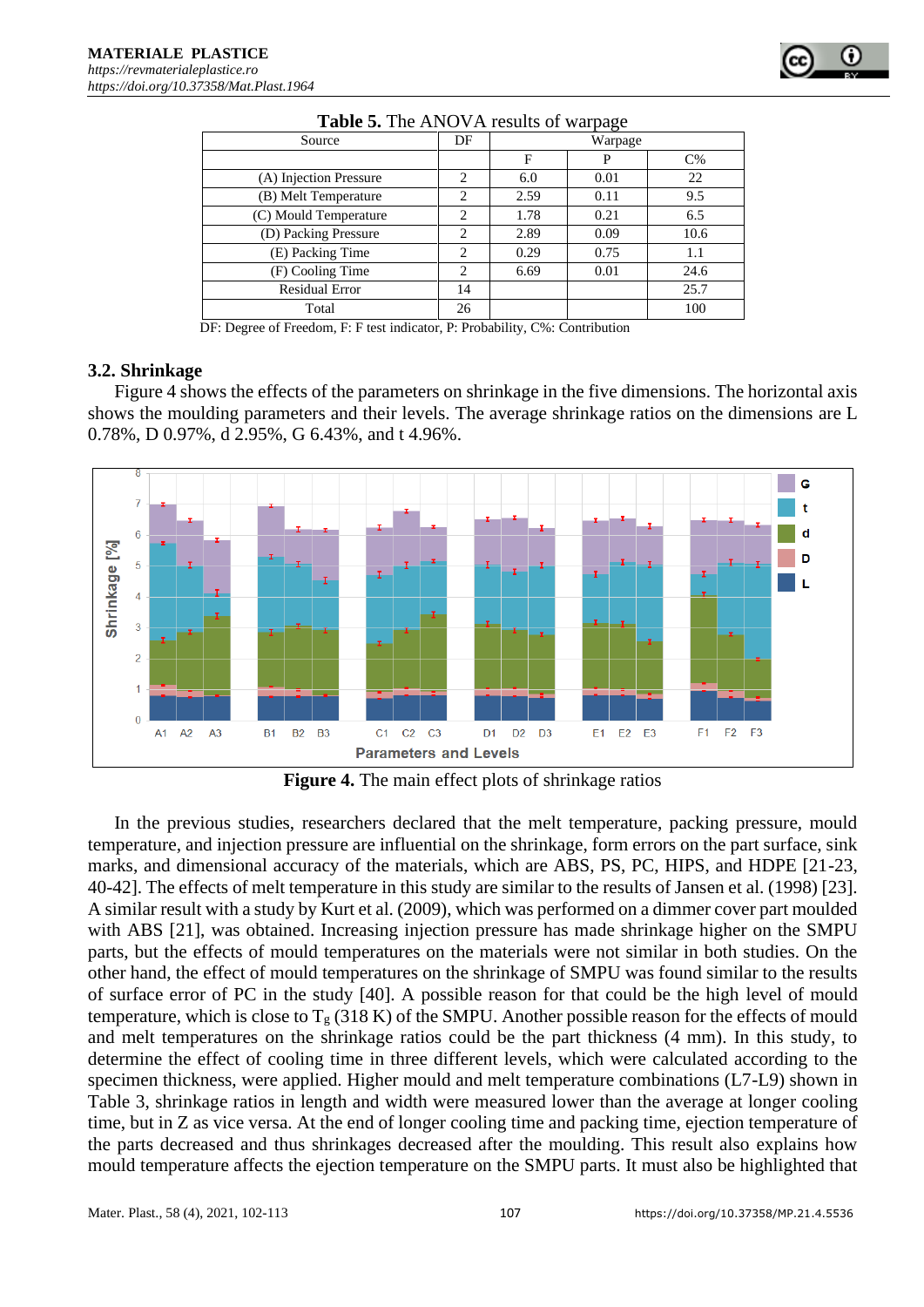**Table 5.** The ANOVA results of warpage

| Source | DF | Warpage | | |
|---|---|---|---|---|
| | | F | P | C% |
| (A) Injection Pressure | 2 | 6.0 | 0.01 | 22 |
| (B) Melt Temperature | 2 | 2.59 | 0.11 | 9.5 |
| (C) Mould Temperature | 2 | 1.78 | 0.21 | 6.5 |
| (D) Packing Pressure | 2 | 2.89 | 0.09 | 10.6 |
| (E) Packing Time | 2 | 0.29 | 0.75 | 1.1 |
| (F) Cooling Time | 2 | 6.69 | 0.01 | 24.6 |
| Residual Error | 14 | | | 25.7 |
| Total | 26 | | | 100 |

DF: Degree of Freedom, F: F test indicator, P: Probability, C%: Contribution

### 3.2. Shrinkage

Figure 4 shows the effects of the parameters on shrinkage in the five dimensions. The horizontal axis shows the moulding parameters and their levels. The average shrinkage ratios on the dimensions are L 0.78%, D 0.97%, d 2.95%, G 6.43%, and t 4.96%.

**Figure 4.** The main effect plots of shrinkage ratios

In the previous studies, researchers declared that the melt temperature, packing pressure, mould temperature, and injection pressure are influential on the shrinkage, form errors on the part surface, sink marks, and dimensional accuracy of the materials, which are ABS, PS, PC, HIPS, and HDPE [21-23, 40-42]. The effects of melt temperature in this study are similar to the results of Jansen et al. (1998) [23]. A similar result with a study by Kurt et al. (2009), which was performed on a dimmer cover part moulded with ABS [21], was obtained. Increasing injection pressure has made shrinkage higher on the SMPU parts, but the effects of mould temperatures on the materials were not similar in both studies. On the other hand, the effect of mould temperatures on the shrinkage of SMPU was found similar to the results of surface error of PC in the study [40]. A possible reason for that could be the high level of mould temperature, which is close to $T_g$ (318 K) of the SMPU. Another possible reason for the effects of mould and melt temperatures on the shrinkage ratios could be the part thickness (4 mm). In this study, to determine the effect of cooling time in three different levels, which were calculated according to the specimen thickness, were applied. Higher mould and melt temperature combinations (L7-L9) shown in Table 3, shrinkage ratios in length and width were measured lower than the average at longer cooling time, but in Z as vice versa. At the end of longer cooling time and packing time, ejection temperature of the parts decreased and thus shrinkages decreased after the moulding. This result also explains how mould temperature affects the ejection temperature on the SMPU parts. It must also be highlighted that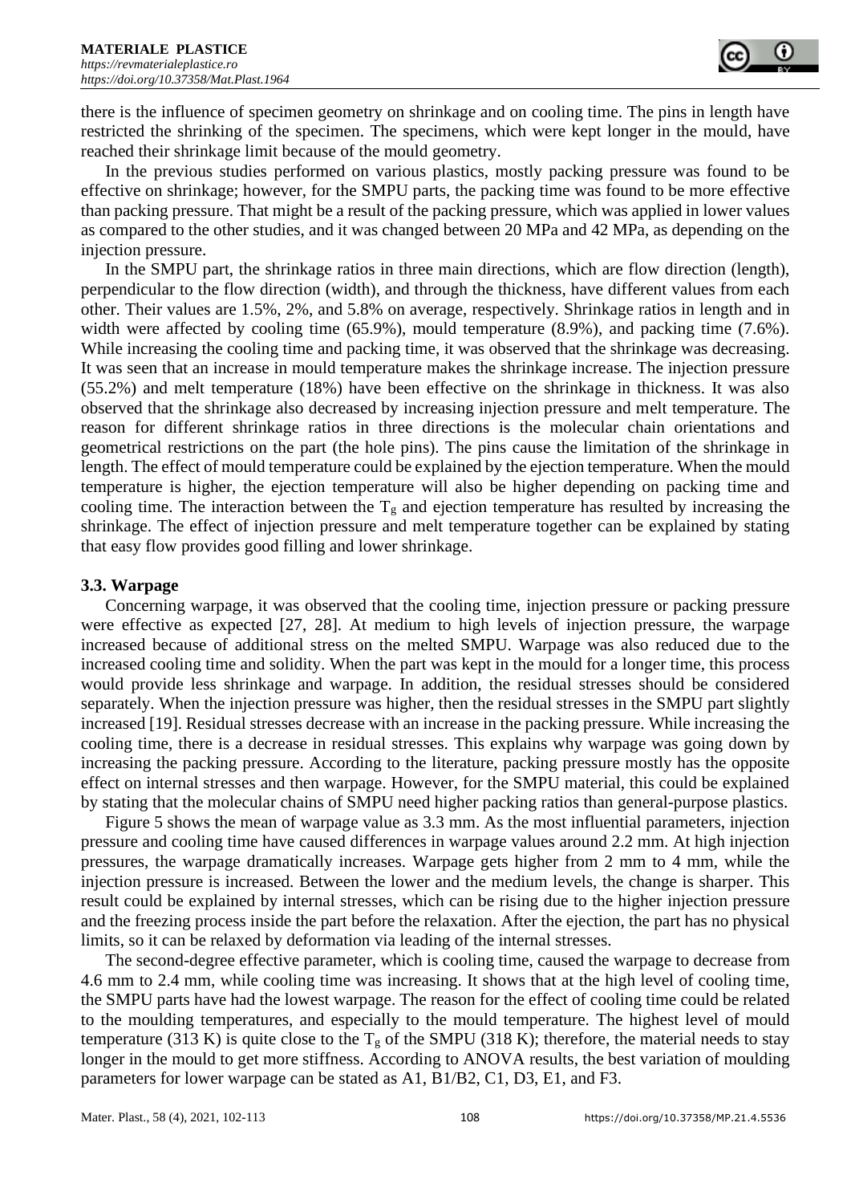there is the influence of specimen geometry on shrinkage and on cooling time. The pins in length have restricted the shrinking of the specimen. The specimens, which were kept longer in the mould, have reached their shrinkage limit because of the mould geometry.

In the previous studies performed on various plastics, mostly packing pressure was found to be effective on shrinkage; however, for the SMPU parts, the packing time was found to be more effective than packing pressure. That might be a result of the packing pressure, which was applied in lower values as compared to the other studies, and it was changed between 20 MPa and 42 MPa, as depending on the injection pressure.

In the SMPU part, the shrinkage ratios in three main directions, which are flow direction (length), perpendicular to the flow direction (width), and through the thickness, have different values from each other. Their values are 1.5%, 2%, and 5.8% on average, respectively. Shrinkage ratios in length and in width were affected by cooling time (65.9%), mould temperature (8.9%), and packing time (7.6%). While increasing the cooling time and packing time, it was observed that the shrinkage was decreasing. It was seen that an increase in mould temperature makes the shrinkage increase. The injection pressure (55.2%) and melt temperature (18%) have been effective on the shrinkage in thickness. It was also observed that the shrinkage also decreased by increasing injection pressure and melt temperature. The reason for different shrinkage ratios in three directions is the molecular chain orientations and geometrical restrictions on the part (the hole pins). The pins cause the limitation of the shrinkage in length. The effect of mould temperature could be explained by the ejection temperature. When the mould temperature is higher, the ejection temperature will also be higher depending on packing time and cooling time. The interaction between the $T_g$ and ejection temperature has resulted by increasing the shrinkage. The effect of injection pressure and melt temperature together can be explained by stating that easy flow provides good filling and lower shrinkage.

### 3.3. Warpage

Concerning warpage, it was observed that the cooling time, injection pressure or packing pressure were effective as expected [27, 28]. At medium to high levels of injection pressure, the warpage increased because of additional stress on the melted SMPU. Warpage was also reduced due to the increased cooling time and solidity. When the part was kept in the mould for a longer time, this process would provide less shrinkage and warpage. In addition, the residual stresses should be considered separately. When the injection pressure was higher, then the residual stresses in the SMPU part slightly increased [19]. Residual stresses decrease with an increase in the packing pressure. While increasing the cooling time, there is a decrease in residual stresses. This explains why warpage was going down by increasing the packing pressure. According to the literature, packing pressure mostly has the opposite effect on internal stresses and then warpage. However, for the SMPU material, this could be explained by stating that the molecular chains of SMPU need higher packing ratios than general-purpose plastics.

Figure 5 shows the mean of warpage value as 3.3 mm. As the most influential parameters, injection pressure and cooling time have caused differences in warpage values around 2.2 mm. At high injection pressures, the warpage dramatically increases. Warpage gets higher from 2 mm to 4 mm, while the injection pressure is increased. Between the lower and the medium levels, the change is sharper. This result could be explained by internal stresses, which can be rising due to the higher injection pressure and the freezing process inside the part before the relaxation. After the ejection, the part has no physical limits, so it can be relaxed by deformation via leading of the internal stresses.

The second-degree effective parameter, which is cooling time, caused the warpage to decrease from 4.6 mm to 2.4 mm, while cooling time was increasing. It shows that at the high level of cooling time, the SMPU parts have had the lowest warpage. The reason for the effect of cooling time could be related to the moulding temperatures, and especially to the mould temperature. The highest level of mould temperature (313 K) is quite close to the $T_g$ of the SMPU (318 K); therefore, the material needs to stay longer in the mould to get more stiffness. According to ANOVA results, the best variation of moulding parameters for lower warpage can be stated as A1, B1/B2, C1, D3, E1, and F3.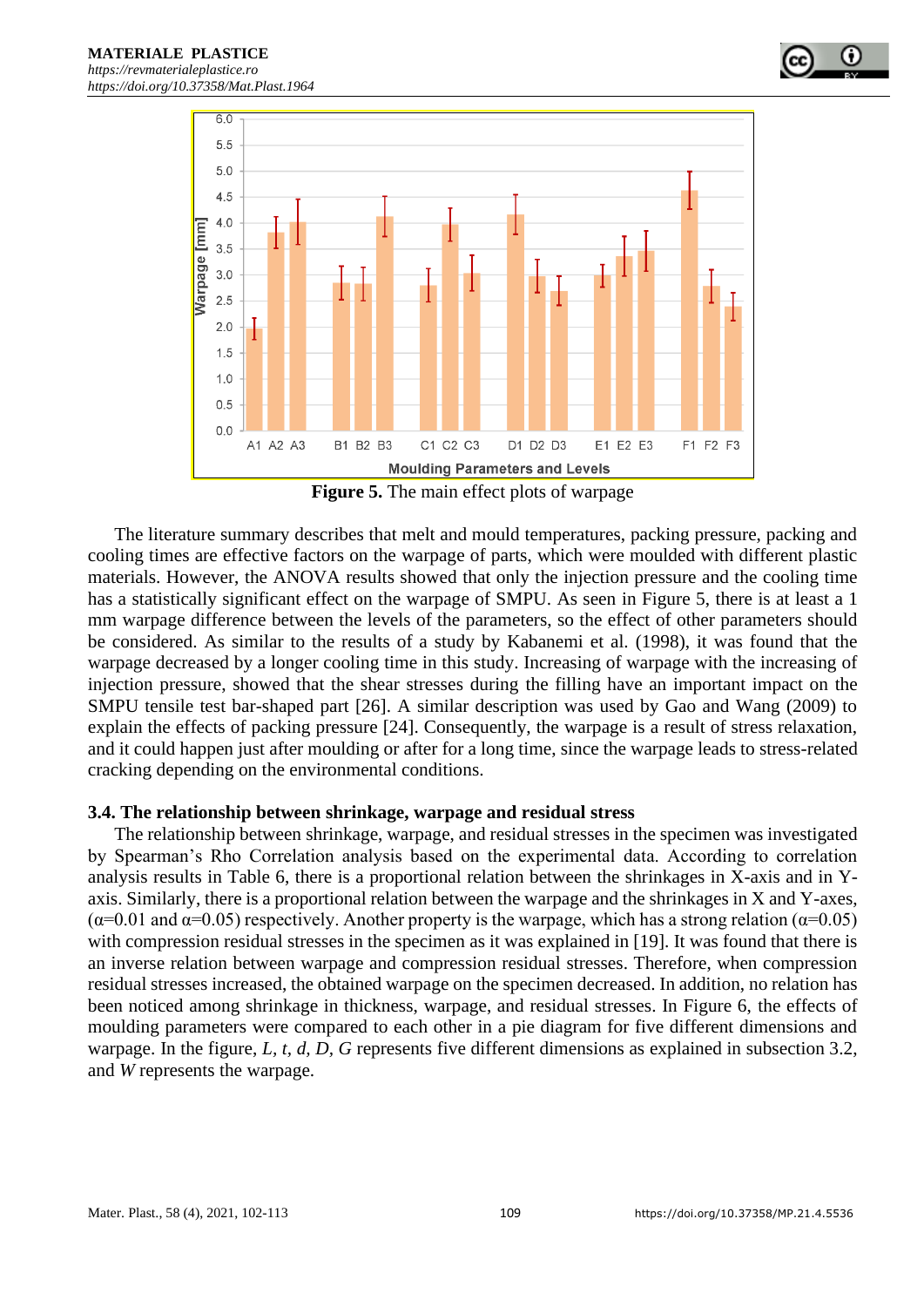**Figure 5.** The main effect plots of warpage

The literature summary describes that melt and mould temperatures, packing pressure, packing and cooling times are effective factors on the warpage of parts, which were moulded with different plastic materials. However, the ANOVA results showed that only the injection pressure and the cooling time has a statistically significant effect on the warpage of SMPU. As seen in Figure 5, there is at least a 1 mm warpage difference between the levels of the parameters, so the effect of other parameters should be considered. As similar to the results of a study by Kabanemi et al. (1998), it was found that the warpage decreased by a longer cooling time in this study. Increasing of warpage with the increasing of injection pressure, showed that the shear stresses during the filling have an important impact on the SMPU tensile test bar-shaped part [26]. A similar description was used by Gao and Wang (2009) to explain the effects of packing pressure [24]. Consequently, the warpage is a result of stress relaxation, and it could happen just after moulding or after for a long time, since the warpage leads to stress-related cracking depending on the environmental conditions.

### 3.4. The relationship between shrinkage, warpage and residual stress

The relationship between shrinkage, warpage, and residual stresses in the specimen was investigated by Spearman's Rho Correlation analysis based on the experimental data. According to correlation analysis results in Table 6, there is a proportional relation between the shrinkages in X-axis and in Y-axis. Similarly, there is a proportional relation between the warpage and the shrinkages in X and Y-axes, ($\alpha$=0.01 and $\alpha$=0.05) respectively. Another property is the warpage, which has a strong relation ($\alpha$=0.05) with compression residual stresses in the specimen as it was explained in [19]. It was found that there is an inverse relation between warpage and compression residual stresses. Therefore, when compression residual stresses increased, the obtained warpage on the specimen decreased. In addition, no relation has been noticed among shrinkage in thickness, warpage, and residual stresses. In Figure 6, the effects of moulding parameters were compared to each other in a pie diagram for five different dimensions and warpage. In the figure, *L, t, d, D, G* represents five different dimensions as explained in subsection 3.2, and *W* represents the warpage.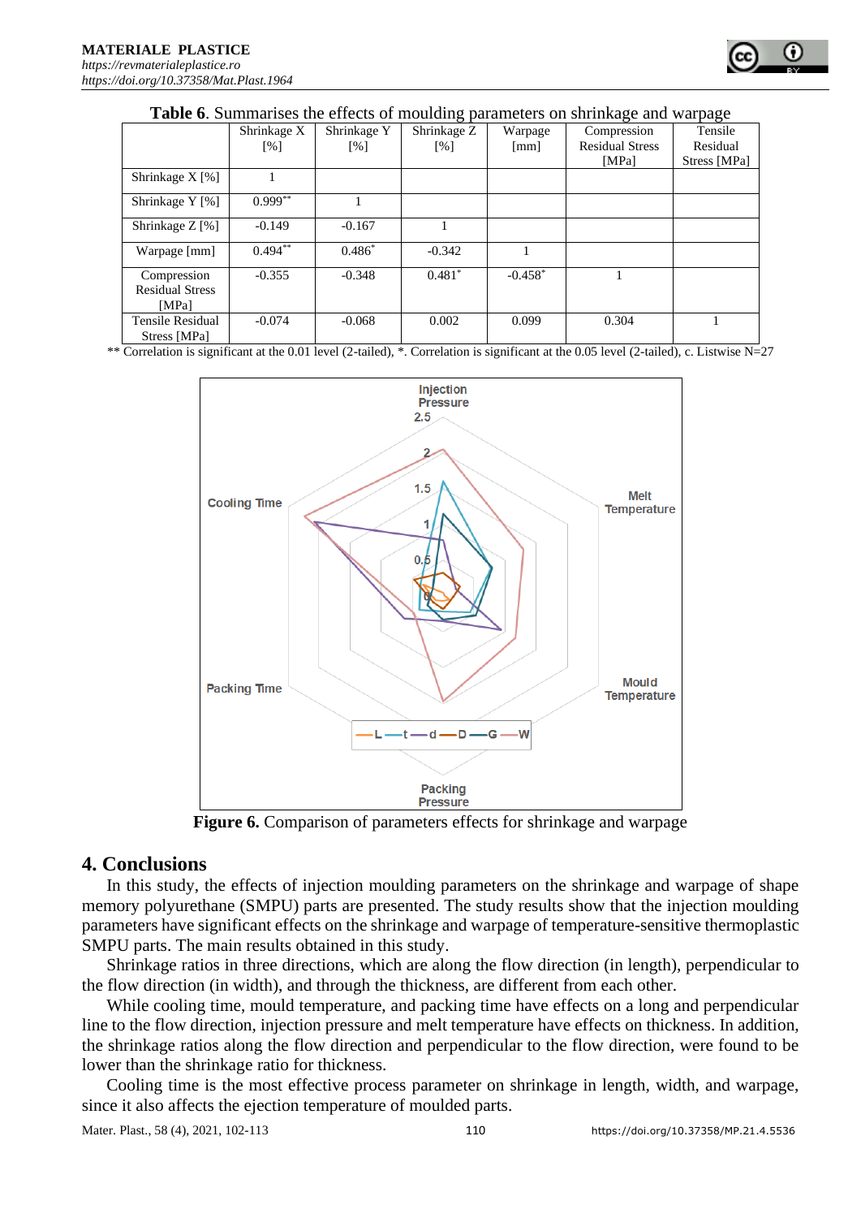**Table 6**. Summarises the effects of moulding parameters on shrinkage and warpage

| | Shrinkage X [%] | Shrinkage Y [%] | Shrinkage Z [%] | Warpage [mm] | Compression Residual Stress [MPa] | Tensile Residual Stress [MPa] |
|---|---|---|---|---|---|---|
| Shrinkage X [%] | 1 | | | | | |
| Shrinkage Y [%] | 0.999** | 1 | | | | |
| Shrinkage Z [%] | -0.149 | -0.167 | 1 | | | |
| Warpage [mm] | 0.494** | 0.486* | -0.342 | 1 | | |
| Compression Residual Stress [MPa] | -0.355 | -0.348 | 0.481* | -0.458* | 1 | |
| Tensile Residual Stress [MPa] | -0.074 | -0.068 | 0.002 | 0.099 | 0.304 | 1 |

** Correlation is significant at the 0.01 level (2-tailed), *. Correlation is significant at the 0.05 level (2-tailed), c. Listwise N=27

**Figure 6.** Comparison of parameters effects for shrinkage and warpage

## 4. Conclusions

In this study, the effects of injection moulding parameters on the shrinkage and warpage of shape memory polyurethane (SMPU) parts are presented. The study results show that the injection moulding parameters have significant effects on the shrinkage and warpage of temperature-sensitive thermoplastic SMPU parts. The main results obtained in this study.

Shrinkage ratios in three directions, which are along the flow direction (in length), perpendicular to the flow direction (in width), and through the thickness, are different from each other.

While cooling time, mould temperature, and packing time have effects on a long and perpendicular line to the flow direction, injection pressure and melt temperature have effects on thickness. In addition, the shrinkage ratios along the flow direction and perpendicular to the flow direction, were found to be lower than the shrinkage ratio for thickness.

Cooling time is the most effective process parameter on shrinkage in length, width, and warpage, since it also affects the ejection temperature of moulded parts.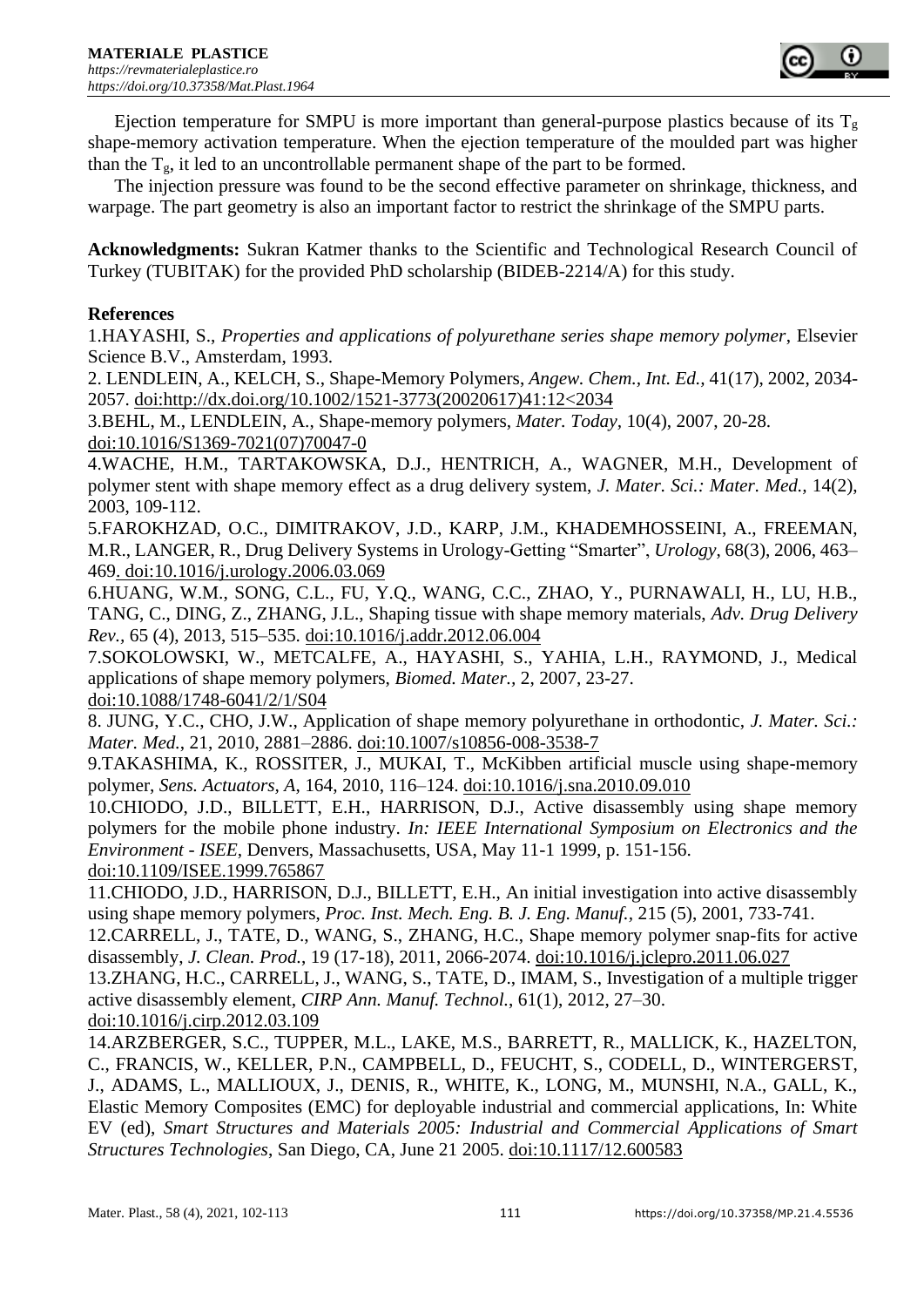Ejection temperature for SMPU is more important than general-purpose plastics because of its $T_g$ shape-memory activation temperature. When the ejection temperature of the moulded part was higher than the $T_g$, it led to an uncontrollable permanent shape of the part to be formed.

The injection pressure was found to be the second effective parameter on shrinkage, thickness, and warpage. The part geometry is also an important factor to restrict the shrinkage of the SMPU parts.

**Acknowledgments:** Sukran Katmer thanks to the Scientific and Technological Research Council of Turkey (TUBITAK) for the provided PhD scholarship (BIDEB-2214/A) for this study.

**References**

1.HAYASHI, S., *Properties and applications of polyurethane series shape memory polymer*, Elsevier Science B.V., Amsterdam, 1993.

2. LENDLEIN, A., KELCH, S., Shape-Memory Polymers, *Angew. Chem., Int. Ed.*, 41(17), 2002, 2034-2057. doi:http://dx.doi.org/10.1002/1521-3773(20020617)41:12<2034

3.BEHL, M., LENDLEIN, A., Shape-memory polymers, *Mater. Today*, 10(4), 2007, 20-28. doi:10.1016/S1369-7021(07)70047-0

4.WACHE, H.M., TARTAKOWSKA, D.J., HENTRICH, A., WAGNER, M.H., Development of polymer stent with shape memory effect as a drug delivery system, *J. Mater. Sci.: Mater. Med.*, 14(2), 2003, 109-112.

5.FAROKHZAD, O.C., DIMITRAKOV, J.D., KARP, J.M., KHADEMHOSSEINI, A., FREEMAN, M.R., LANGER, R., Drug Delivery Systems in Urology-Getting "Smarter", *Urology*, 68(3), 2006, 463–469. doi:10.1016/j.urology.2006.03.069

6.HUANG, W.M., SONG, C.L., FU, Y.Q., WANG, C.C., ZHAO, Y., PURNAWALI, H., LU, H.B., TANG, C., DING, Z., ZHANG, J.L., Shaping tissue with shape memory materials, *Adv. Drug Delivery Rev.*, 65 (4), 2013, 515–535. doi:10.1016/j.addr.2012.06.004

7.SOKOLOWSKI, W., METCALFE, A., HAYASHI, S., YAHIA, L.H., RAYMOND, J., Medical applications of shape memory polymers, *Biomed. Mater.*, 2, 2007, 23-27. doi:10.1088/1748-6041/2/1/S04

8. JUNG, Y.C., CHO, J.W., Application of shape memory polyurethane in orthodontic, *J. Mater. Sci.: Mater. Med.*, 21, 2010, 2881–2886. doi:10.1007/s10856-008-3538-7

9.TAKASHIMA, K., ROSSITER, J., MUKAI, T., McKibben artificial muscle using shape-memory polymer, *Sens. Actuators, A*, 164, 2010, 116–124. doi:10.1016/j.sna.2010.09.010

10.CHIODO, J.D., BILLETT, E.H., HARRISON, D.J., Active disassembly using shape memory polymers for the mobile phone industry. *In: IEEE International Symposium on Electronics and the Environment - ISEE*, Denvers, Massachusetts, USA, May 11-1 1999, p. 151-156. doi:10.1109/ISEE.1999.765867

11.CHIODO, J.D., HARRISON, D.J., BILLETT, E.H., An initial investigation into active disassembly using shape memory polymers, *Proc. Inst. Mech. Eng. B. J. Eng. Manuf.*, 215 (5), 2001, 733-741.

12.CARRELL, J., TATE, D., WANG, S., ZHANG, H.C., Shape memory polymer snap-fits for active disassembly, *J. Clean. Prod.*, 19 (17-18), 2011, 2066-2074. doi:10.1016/j.jclepro.2011.06.027

13.ZHANG, H.C., CARRELL, J., WANG, S., TATE, D., IMAM, S., Investigation of a multiple trigger active disassembly element, *CIRP Ann. Manuf. Technol.*, 61(1), 2012, 27–30. doi:10.1016/j.cirp.2012.03.109

14.ARZBERGER, S.C., TUPPER, M.L., LAKE, M.S., BARRETT, R., MALLICK, K., HAZELTON, C., FRANCIS, W., KELLER, P.N., CAMPBELL, D., FEUCHT, S., CODELL, D., WINTERGERST, J., ADAMS, L., MALLIOUX, J., DENIS, R., WHITE, K., LONG, M., MUNSHI, N.A., GALL, K., Elastic Memory Composites (EMC) for deployable industrial and commercial applications, In: White EV (ed), *Smart Structures and Materials 2005: Industrial and Commercial Applications of Smart Structures Technologies*, San Diego, CA, June 21 2005. doi:10.1117/12.600583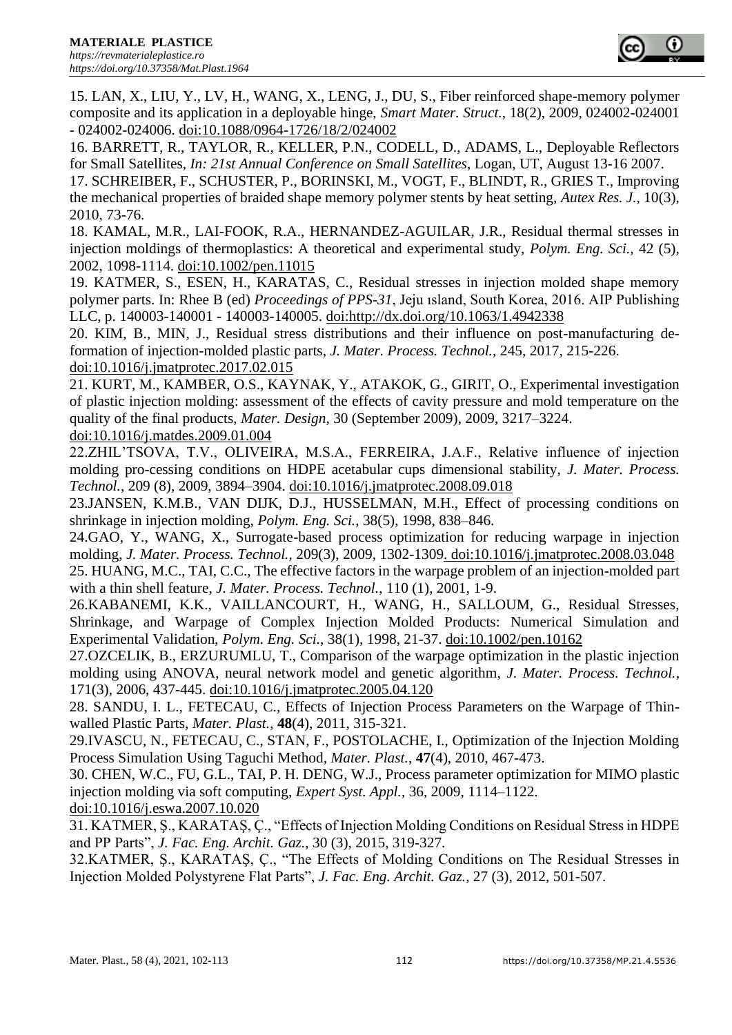15. LAN, X., LIU, Y., LV, H., WANG, X., LENG, J., DU, S., Fiber reinforced shape-memory polymer composite and its application in a deployable hinge, *Smart Mater. Struct.*, 18(2), 2009, 024002-024001 - 024002-024006. doi:10.1088/0964-1726/18/2/024002

16. BARRETT, R., TAYLOR, R., KELLER, P.N., CODELL, D., ADAMS, L., Deployable Reflectors for Small Satellites, *In: 21st Annual Conference on Small Satellites*, Logan, UT, August 13-16 2007.

17. SCHREIBER, F., SCHUSTER, P., BORINSKI, M., VOGT, F., BLINDT, R., GRIES T., Improving the mechanical properties of braided shape memory polymer stents by heat setting, *Autex Res. J.*, 10(3), 2010, 73-76.

18. KAMAL, M.R., LAI-FOOK, R.A., HERNANDEZ-AGUILAR, J.R., Residual thermal stresses in injection moldings of thermoplastics: A theoretical and experimental study, *Polym. Eng. Sci.,* 42 (5), 2002, 1098-1114. doi:10.1002/pen.11015

19. KATMER, S., ESEN, H., KARATAS, C., Residual stresses in injection molded shape memory polymer parts. In: Rhee B (ed) *Proceedings of PPS-31*, Jeju ısland, South Korea, 2016. AIP Publishing LLC, p. 140003-140001 - 140003-140005. doi:http://dx.doi.org/10.1063/1.4942338

20. KIM, B., MIN, J., Residual stress distributions and their influence on post-manufacturing deformation of injection-molded plastic parts, *J. Mater. Process. Technol.*, 245, 2017, 215-226. doi:10.1016/j.jmatprotec.2017.02.015

21. KURT, M., KAMBER, O.S., KAYNAK, Y., ATAKOK, G., GIRIT, O., Experimental investigation of plastic injection molding: assessment of the effects of cavity pressure and mold temperature on the quality of the final products, *Mater. Design*, 30 (September 2009), 2009, 3217–3224. doi:10.1016/j.matdes.2009.01.004

22.ZHIL'TSOVA, T.V., OLIVEIRA, M.S.A., FERREIRA, J.A.F., Relative influence of injection molding pro-cessing conditions on HDPE acetabular cups dimensional stability, *J. Mater. Process. Technol.*, 209 (8), 2009, 3894–3904. doi:10.1016/j.jmatprotec.2008.09.018

23.JANSEN, K.M.B., VAN DIJK, D.J., HUSSELMAN, M.H., Effect of processing conditions on shrinkage in injection molding, *Polym. Eng. Sci.*, 38(5), 1998, 838–846.

24.GAO, Y., WANG, X., Surrogate-based process optimization for reducing warpage in injection molding, *J. Mater. Process. Technol.,* 209(3), 2009, 1302-1309. doi:10.1016/j.jmatprotec.2008.03.048

25. HUANG, M.C., TAI, C.C., The effective factors in the warpage problem of an injection-molded part with a thin shell feature, *J. Mater. Process. Technol.,* 110 (1), 2001, 1-9.

26.KABANEMI, K.K., VAILLANCOURT, H., WANG, H., SALLOUM, G., Residual Stresses, Shrinkage, and Warpage of Complex Injection Molded Products: Numerical Simulation and Experimental Validation, *Polym. Eng. Sci.*, 38(1), 1998, 21-37. doi:10.1002/pen.10162

27.OZCELIK, B., ERZURUMLU, T., Comparison of the warpage optimization in the plastic injection molding using ANOVA, neural network model and genetic algorithm, *J. Mater. Process. Technol.*, 171(3), 2006, 437-445. doi:10.1016/j.jmatprotec.2005.04.120

28. SANDU, I. L., FETECAU, C., Effects of Injection Process Parameters on the Warpage of Thin-walled Plastic Parts, *Mater. Plast.*, **48**(4), 2011, 315-321.

29.IVASCU, N., FETECAU, C., STAN, F., POSTOLACHE, I., Optimization of the Injection Molding Process Simulation Using Taguchi Method, *Mater. Plast.*, **47**(4), 2010, 467-473.

30. CHEN, W.C., FU, G.L., TAI, P. H. DENG, W.J., Process parameter optimization for MIMO plastic injection molding via soft computing, *Expert Syst. Appl.*, 36, 2009, 1114–1122. doi:10.1016/j.eswa.2007.10.020

31. KATMER, Ş., KARATAŞ, Ç., "Effects of Injection Molding Conditions on Residual Stress in HDPE and PP Parts", *J. Fac. Eng. Archit. Gaz.*, 30 (3), 2015, 319-327.

32.KATMER, Ş., KARATAŞ, Ç., "The Effects of Molding Conditions on The Residual Stresses in Injection Molded Polystyrene Flat Parts", *J. Fac. Eng. Archit. Gaz.*, 27 (3), 2012, 501-507.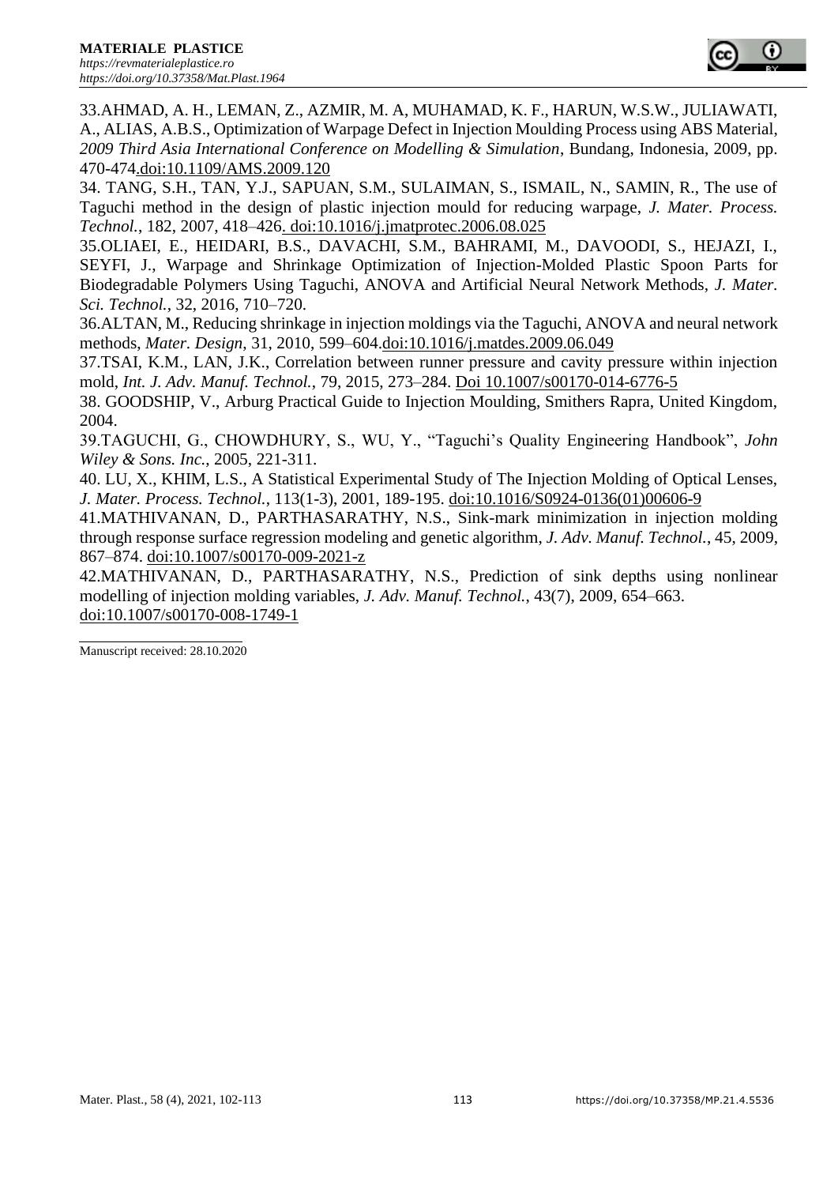33.AHMAD, A. H., LEMAN, Z., AZMIR, M. A, MUHAMAD, K. F., HARUN, W.S.W., JULIAWATI, A., ALIAS, A.B.S., Optimization of Warpage Defect in Injection Moulding Process using ABS Material, *2009 Third Asia International Conference on Modelling & Simulation*, Bundang, Indonesia, 2009, pp. 470-474.doi:10.1109/AMS.2009.120

34. TANG, S.H., TAN, Y.J., SAPUAN, S.M., SULAIMAN, S., ISMAIL, N., SAMIN, R., The use of Taguchi method in the design of plastic injection mould for reducing warpage, *J. Mater. Process. Technol.*, 182, 2007, 418–426. doi:10.1016/j.jmatprotec.2006.08.025

35.OLIAEI, E., HEIDARI, B.S., DAVACHI, S.M., BAHRAMI, M., DAVOODI, S., HEJAZI, I., SEYFI, J., Warpage and Shrinkage Optimization of Injection-Molded Plastic Spoon Parts for Biodegradable Polymers Using Taguchi, ANOVA and Artificial Neural Network Methods, *J. Mater. Sci. Technol.*, 32, 2016, 710–720.

36.ALTAN, M., Reducing shrinkage in injection moldings via the Taguchi, ANOVA and neural network methods, *Mater. Design*, 31, 2010, 599–604.doi:10.1016/j.matdes.2009.06.049

37.TSAI, K.M., LAN, J.K., Correlation between runner pressure and cavity pressure within injection mold, *Int. J. Adv. Manuf. Technol.*, 79, 2015, 273–284. Doi 10.1007/s00170-014-6776-5

38. GOODSHIP, V., Arburg Practical Guide to Injection Moulding, Smithers Rapra, United Kingdom, 2004.

39.TAGUCHI, G., CHOWDHURY, S., WU, Y., "Taguchi's Quality Engineering Handbook", *John Wiley & Sons. Inc.*, 2005, 221-311.

40. LU, X., KHIM, L.S., A Statistical Experimental Study of The Injection Molding of Optical Lenses, *J. Mater. Process. Technol.*, 113(1-3), 2001, 189-195. doi:10.1016/S0924-0136(01)00606-9

41.MATHIVANAN, D., PARTHASARATHY, N.S., Sink-mark minimization in injection molding through response surface regression modeling and genetic algorithm, *J. Adv. Manuf. Technol.*, 45, 2009, 867–874. doi:10.1007/s00170-009-2021-z

42.MATHIVANAN, D., PARTHASARATHY, N.S., Prediction of sink depths using nonlinear modelling of injection molding variables, *J. Adv. Manuf. Technol.*, 43(7), 2009, 654–663. doi:10.1007/s00170-008-1749-1

Manuscript received: 28.10.2020